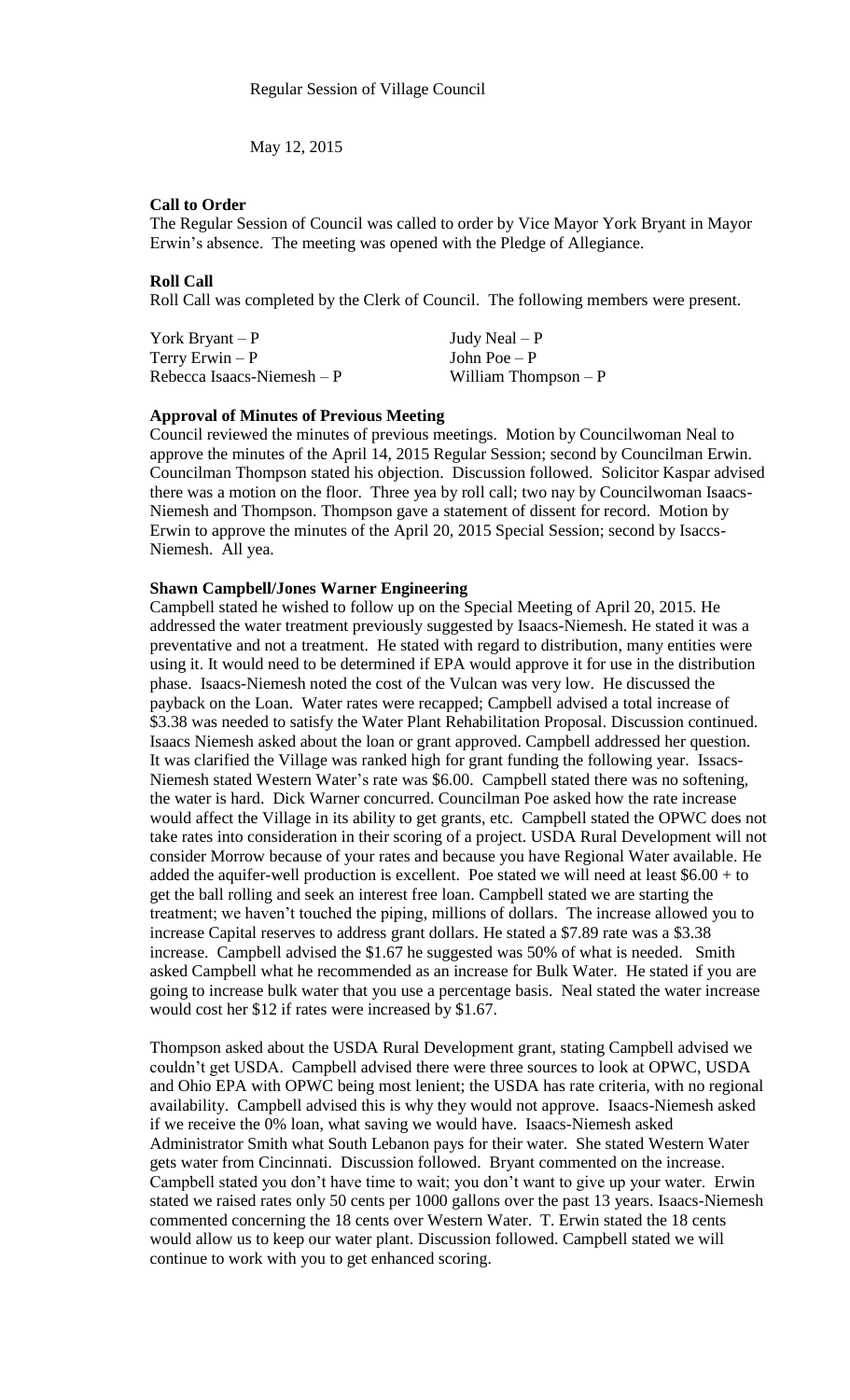Regular Session of Village Council

May 12, 2015

**Call to Order**

The Regular Session of Council was called to order by Vice Mayor York Bryant in Mayor Erwin's absence. The meeting was opened with the Pledge of Allegiance.

**Roll Call**

Roll Call was completed by the Clerk of Council. The following members were present.

| | |
|---|---|
| York Bryant – P | Judy Neal – P |
| Terry Erwin – P | John Poe – P |
| Rebecca Isaacs-Niemesh – P | William Thompson – P |

**Approval of Minutes of Previous Meeting**

Council reviewed the minutes of previous meetings. Motion by Councilwoman Neal to approve the minutes of the April 14, 2015 Regular Session; second by Councilman Erwin. Councilman Thompson stated his objection. Discussion followed. Solicitor Kaspar advised there was a motion on the floor. Three yea by roll call; two nay by Councilwoman Isaacs-Niemesh and Thompson. Thompson gave a statement of dissent for record. Motion by Erwin to approve the minutes of the April 20, 2015 Special Session; second by Isaccs-Niemesh. All yea.

**Shawn Campbell/Jones Warner Engineering**

Campbell stated he wished to follow up on the Special Meeting of April 20, 2015. He addressed the water treatment previously suggested by Isaacs-Niemesh. He stated it was a preventative and not a treatment. He stated with regard to distribution, many entities were using it. It would need to be determined if EPA would approve it for use in the distribution phase. Isaacs-Niemesh noted the cost of the Vulcan was very low. He discussed the payback on the Loan. Water rates were recapped; Campbell advised a total increase of \$3.38 was needed to satisfy the Water Plant Rehabilitation Proposal. Discussion continued. Isaacs Niemesh asked about the loan or grant approved. Campbell addressed her question. It was clarified the Village was ranked high for grant funding the following year. Issacs-Niemesh stated Western Water's rate was \$6.00. Campbell stated there was no softening, the water is hard. Dick Warner concurred. Councilman Poe asked how the rate increase would affect the Village in its ability to get grants, etc. Campbell stated the OPWC does not take rates into consideration in their scoring of a project. USDA Rural Development will not consider Morrow because of your rates and because you have Regional Water available. He added the aquifer-well production is excellent. Poe stated we will need at least \$6.00 + to get the ball rolling and seek an interest free loan. Campbell stated we are starting the treatment; we haven't touched the piping, millions of dollars. The increase allowed you to increase Capital reserves to address grant dollars. He stated a \$7.89 rate was a \$3.38 increase. Campbell advised the \$1.67 he suggested was 50% of what is needed. Smith asked Campbell what he recommended as an increase for Bulk Water. He stated if you are going to increase bulk water that you use a percentage basis. Neal stated the water increase would cost her \$12 if rates were increased by \$1.67.

Thompson asked about the USDA Rural Development grant, stating Campbell advised we couldn't get USDA. Campbell advised there were three sources to look at OPWC, USDA and Ohio EPA with OPWC being most lenient; the USDA has rate criteria, with no regional availability. Campbell advised this is why they would not approve. Isaacs-Niemesh asked if we receive the 0% loan, what saving we would have. Isaacs-Niemesh asked Administrator Smith what South Lebanon pays for their water. She stated Western Water gets water from Cincinnati. Discussion followed. Bryant commented on the increase. Campbell stated you don't have time to wait; you don't want to give up your water. Erwin stated we raised rates only 50 cents per 1000 gallons over the past 13 years. Isaacs-Niemesh commented concerning the 18 cents over Western Water. T. Erwin stated the 18 cents would allow us to keep our water plant. Discussion followed. Campbell stated we will continue to work with you to get enhanced scoring.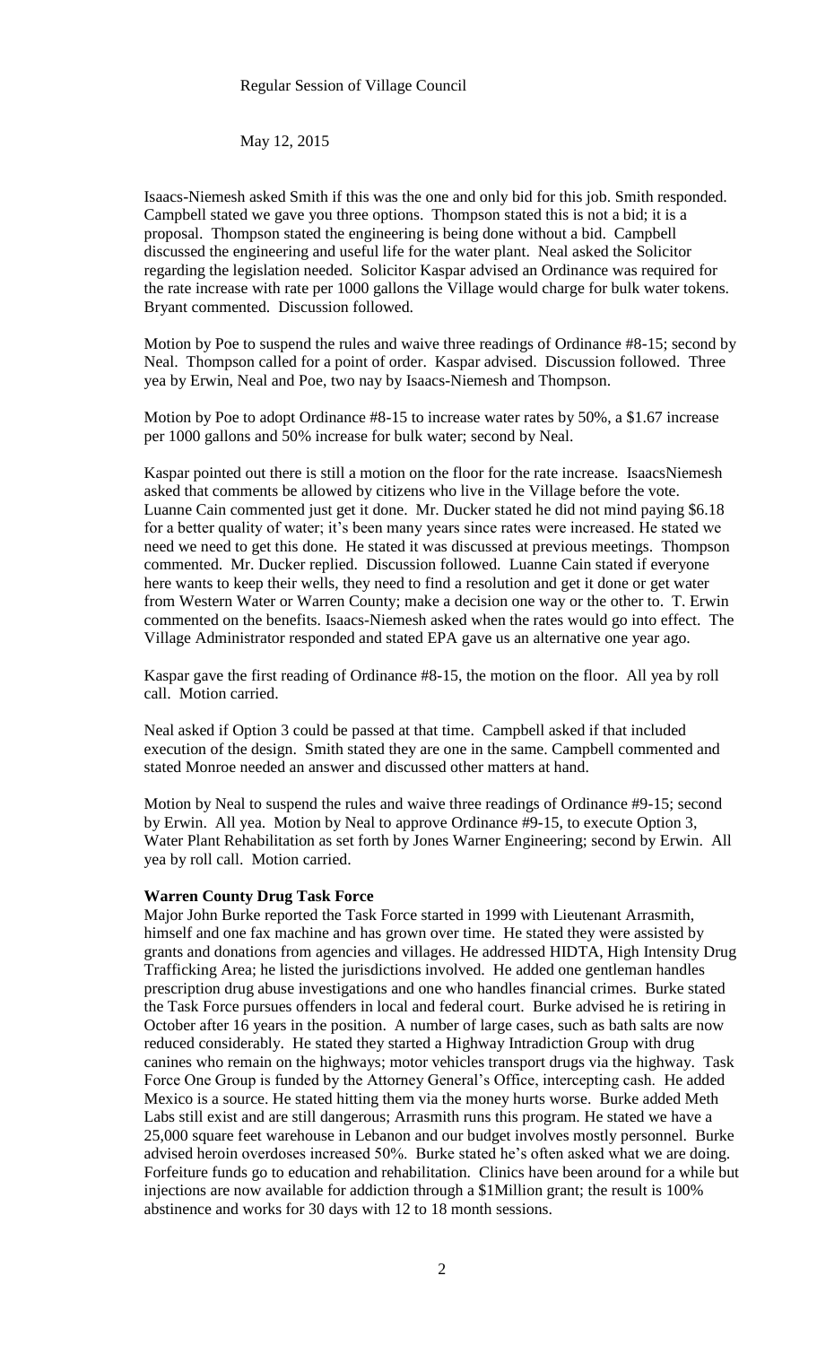Regular Session of Village Council

May 12, 2015

Isaacs-Niemesh asked Smith if this was the one and only bid for this job. Smith responded. Campbell stated we gave you three options. Thompson stated this is not a bid; it is a proposal. Thompson stated the engineering is being done without a bid. Campbell discussed the engineering and useful life for the water plant. Neal asked the Solicitor regarding the legislation needed. Solicitor Kaspar advised an Ordinance was required for the rate increase with rate per 1000 gallons the Village would charge for bulk water tokens. Bryant commented. Discussion followed.

Motion by Poe to suspend the rules and waive three readings of Ordinance #8-15; second by Neal. Thompson called for a point of order. Kaspar advised. Discussion followed. Three yea by Erwin, Neal and Poe, two nay by Isaacs-Niemesh and Thompson.

Motion by Poe to adopt Ordinance #8-15 to increase water rates by 50%, a $1.67 increase per 1000 gallons and 50% increase for bulk water; second by Neal.

Kaspar pointed out there is still a motion on the floor for the rate increase. IsaacsNiemesh asked that comments be allowed by citizens who live in the Village before the vote. Luanne Cain commented just get it done. Mr. Ducker stated he did not mind paying $6.18 for a better quality of water; it's been many years since rates were increased. He stated we need we need to get this done. He stated it was discussed at previous meetings. Thompson commented. Mr. Ducker replied. Discussion followed. Luanne Cain stated if everyone here wants to keep their wells, they need to find a resolution and get it done or get water from Western Water or Warren County; make a decision one way or the other to. T. Erwin commented on the benefits. Isaacs-Niemesh asked when the rates would go into effect. The Village Administrator responded and stated EPA gave us an alternative one year ago.

Kaspar gave the first reading of Ordinance #8-15, the motion on the floor. All yea by roll call. Motion carried.

Neal asked if Option 3 could be passed at that time. Campbell asked if that included execution of the design. Smith stated they are one in the same. Campbell commented and stated Monroe needed an answer and discussed other matters at hand.

Motion by Neal to suspend the rules and waive three readings of Ordinance #9-15; second by Erwin. All yea. Motion by Neal to approve Ordinance #9-15, to execute Option 3, Water Plant Rehabilitation as set forth by Jones Warner Engineering; second by Erwin. All yea by roll call. Motion carried.

**Warren County Drug Task Force**

Major John Burke reported the Task Force started in 1999 with Lieutenant Arrasmith, himself and one fax machine and has grown over time. He stated they were assisted by grants and donations from agencies and villages. He addressed HIDTA, High Intensity Drug Trafficking Area; he listed the jurisdictions involved. He added one gentleman handles prescription drug abuse investigations and one who handles financial crimes. Burke stated the Task Force pursues offenders in local and federal court. Burke advised he is retiring in October after 16 years in the position. A number of large cases, such as bath salts are now reduced considerably. He stated they started a Highway Intradiction Group with drug canines who remain on the highways; motor vehicles transport drugs via the highway. Task Force One Group is funded by the Attorney General's Office, intercepting cash. He added Mexico is a source. He stated hitting them via the money hurts worse. Burke added Meth Labs still exist and are still dangerous; Arrasmith runs this program. He stated we have a 25,000 square feet warehouse in Lebanon and our budget involves mostly personnel. Burke advised heroin overdoses increased 50%. Burke stated he's often asked what we are doing. Forfeiture funds go to education and rehabilitation. Clinics have been around for a while but injections are now available for addiction through a $1Million grant; the result is 100% abstinence and works for 30 days with 12 to 18 month sessions.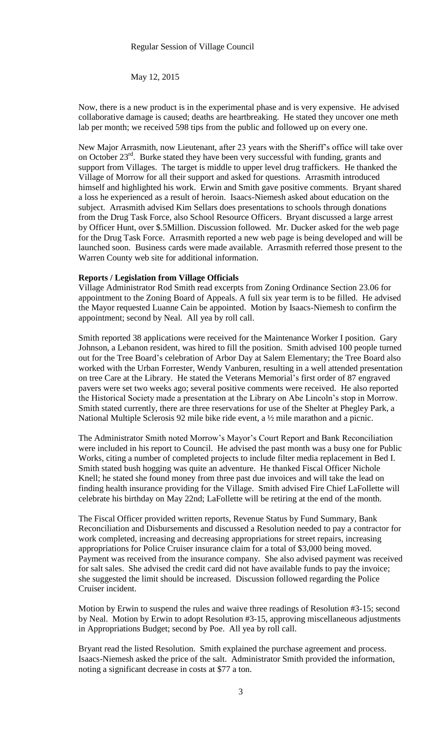Now, there is a new product is in the experimental phase and is very expensive. He advised collaborative damage is caused; deaths are heartbreaking. He stated they uncover one meth lab per month; we received 598 tips from the public and followed up on every one.

New Major Arrasmith, now Lieutenant, after 23 years with the Sheriff's office will take over on October 23rd. Burke stated they have been very successful with funding, grants and support from Villages. The target is middle to upper level drug traffickers. He thanked the Village of Morrow for all their support and asked for questions. Arrasmith introduced himself and highlighted his work. Erwin and Smith gave positive comments. Bryant shared a loss he experienced as a result of heroin. Isaacs-Niemesh asked about education on the subject. Arrasmith advised Kim Sellars does presentations to schools through donations from the Drug Task Force, also School Resource Officers. Bryant discussed a large arrest by Officer Hunt, over $.5Million. Discussion followed. Mr. Ducker asked for the web page for the Drug Task Force. Arrasmith reported a new web page is being developed and will be launched soon. Business cards were made available. Arrasmith referred those present to the Warren County web site for additional information.

**Reports / Legislation from Village Officials**

Village Administrator Rod Smith read excerpts from Zoning Ordinance Section 23.06 for appointment to the Zoning Board of Appeals. A full six year term is to be filled. He advised the Mayor requested Luanne Cain be appointed. Motion by Isaacs-Niemesh to confirm the appointment; second by Neal. All yea by roll call.

Smith reported 38 applications were received for the Maintenance Worker I position. Gary Johnson, a Lebanon resident, was hired to fill the position. Smith advised 100 people turned out for the Tree Board's celebration of Arbor Day at Salem Elementary; the Tree Board also worked with the Urban Forrester, Wendy Vanburen, resulting in a well attended presentation on tree Care at the Library. He stated the Veterans Memorial's first order of 87 engraved pavers were set two weeks ago; several positive comments were received. He also reported the Historical Society made a presentation at the Library on Abe Lincoln's stop in Morrow. Smith stated currently, there are three reservations for use of the Shelter at Phegley Park, a National Multiple Sclerosis 92 mile bike ride event, a ½ mile marathon and a picnic.

The Administrator Smith noted Morrow's Mayor's Court Report and Bank Reconciliation were included in his report to Council. He advised the past month was a busy one for Public Works, citing a number of completed projects to include filter media replacement in Bed I. Smith stated bush hogging was quite an adventure. He thanked Fiscal Officer Nichole Knell; he stated she found money from three past due invoices and will take the lead on finding health insurance providing for the Village. Smith advised Fire Chief LaFollette will celebrate his birthday on May 22nd; LaFollette will be retiring at the end of the month.

The Fiscal Officer provided written reports, Revenue Status by Fund Summary, Bank Reconciliation and Disbursements and discussed a Resolution needed to pay a contractor for work completed, increasing and decreasing appropriations for street repairs, increasing appropriations for Police Cruiser insurance claim for a total of $3,000 being moved. Payment was received from the insurance company. She also advised payment was received for salt sales. She advised the credit card did not have available funds to pay the invoice; she suggested the limit should be increased. Discussion followed regarding the Police Cruiser incident.

Motion by Erwin to suspend the rules and waive three readings of Resolution #3-15; second by Neal. Motion by Erwin to adopt Resolution #3-15, approving miscellaneous adjustments in Appropriations Budget; second by Poe. All yea by roll call.

Bryant read the listed Resolution. Smith explained the purchase agreement and process. Isaacs-Niemesh asked the price of the salt. Administrator Smith provided the information, noting a significant decrease in costs at $77 a ton.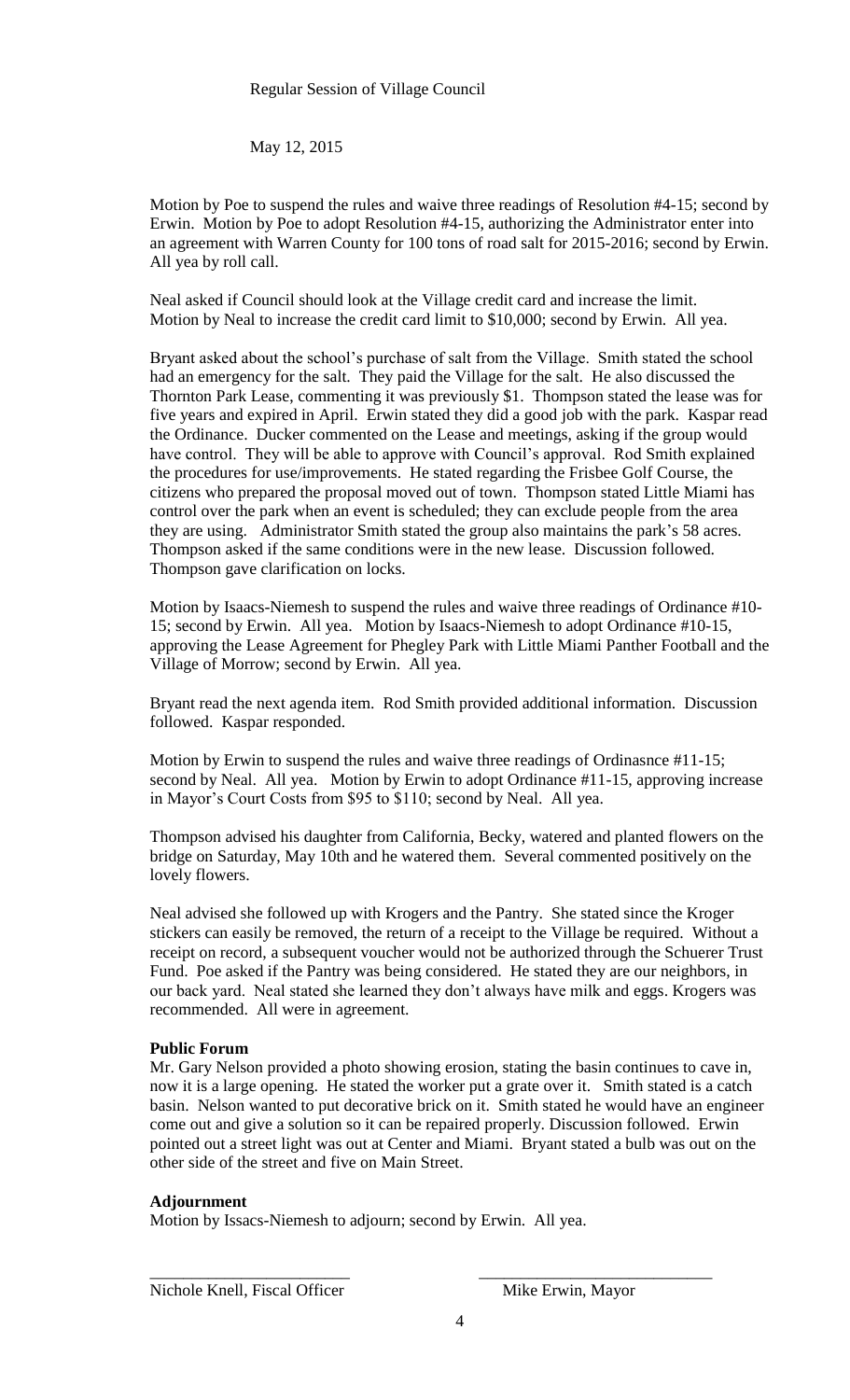Regular Session of Village Council

May 12, 2015

Motion by Poe to suspend the rules and waive three readings of Resolution #4-15; second by Erwin. Motion by Poe to adopt Resolution #4-15, authorizing the Administrator enter into an agreement with Warren County for 100 tons of road salt for 2015-2016; second by Erwin. All yea by roll call.

Neal asked if Council should look at the Village credit card and increase the limit. Motion by Neal to increase the credit card limit to $10,000; second by Erwin. All yea.

Bryant asked about the school's purchase of salt from the Village. Smith stated the school had an emergency for the salt. They paid the Village for the salt. He also discussed the Thornton Park Lease, commenting it was previously $1. Thompson stated the lease was for five years and expired in April. Erwin stated they did a good job with the park. Kaspar read the Ordinance. Ducker commented on the Lease and meetings, asking if the group would have control. They will be able to approve with Council's approval. Rod Smith explained the procedures for use/improvements. He stated regarding the Frisbee Golf Course, the citizens who prepared the proposal moved out of town. Thompson stated Little Miami has control over the park when an event is scheduled; they can exclude people from the area they are using. Administrator Smith stated the group also maintains the park's 58 acres. Thompson asked if the same conditions were in the new lease. Discussion followed. Thompson gave clarification on locks.

Motion by Isaacs-Niemesh to suspend the rules and waive three readings of Ordinance #10-15; second by Erwin. All yea. Motion by Isaacs-Niemesh to adopt Ordinance #10-15, approving the Lease Agreement for Phegley Park with Little Miami Panther Football and the Village of Morrow; second by Erwin. All yea.

Bryant read the next agenda item. Rod Smith provided additional information. Discussion followed. Kaspar responded.

Motion by Erwin to suspend the rules and waive three readings of Ordinasnce #11-15; second by Neal. All yea. Motion by Erwin to adopt Ordinance #11-15, approving increase in Mayor's Court Costs from $95 to $110; second by Neal. All yea.

Thompson advised his daughter from California, Becky, watered and planted flowers on the bridge on Saturday, May 10th and he watered them. Several commented positively on the lovely flowers.

Neal advised she followed up with Krogers and the Pantry. She stated since the Kroger stickers can easily be removed, the return of a receipt to the Village be required. Without a receipt on record, a subsequent voucher would not be authorized through the Schuerer Trust Fund. Poe asked if the Pantry was being considered. He stated they are our neighbors, in our back yard. Neal stated she learned they don't always have milk and eggs. Krogers was recommended. All were in agreement.

**Public Forum**

Mr. Gary Nelson provided a photo showing erosion, stating the basin continues to cave in, now it is a large opening. He stated the worker put a grate over it. Smith stated is a catch basin. Nelson wanted to put decorative brick on it. Smith stated he would have an engineer come out and give a solution so it can be repaired properly. Discussion followed. Erwin pointed out a street light was out at Center and Miami. Bryant stated a bulb was out on the other side of the street and five on Main Street.

**Adjournment**

Motion by Issacs-Niemesh to adjourn; second by Erwin. All yea.

\_\_\_\_\_\_\_\_\_\_\_\_\_\_\_\_\_\_\_\_\_\_\_\_\_ \_\_\_\_\_\_\_\_\_\_\_\_\_\_\_\_\_\_\_\_\_\_\_\_\_\_\_\_\_

Nichole Knell, Fiscal Officer Mike Erwin, Mayor